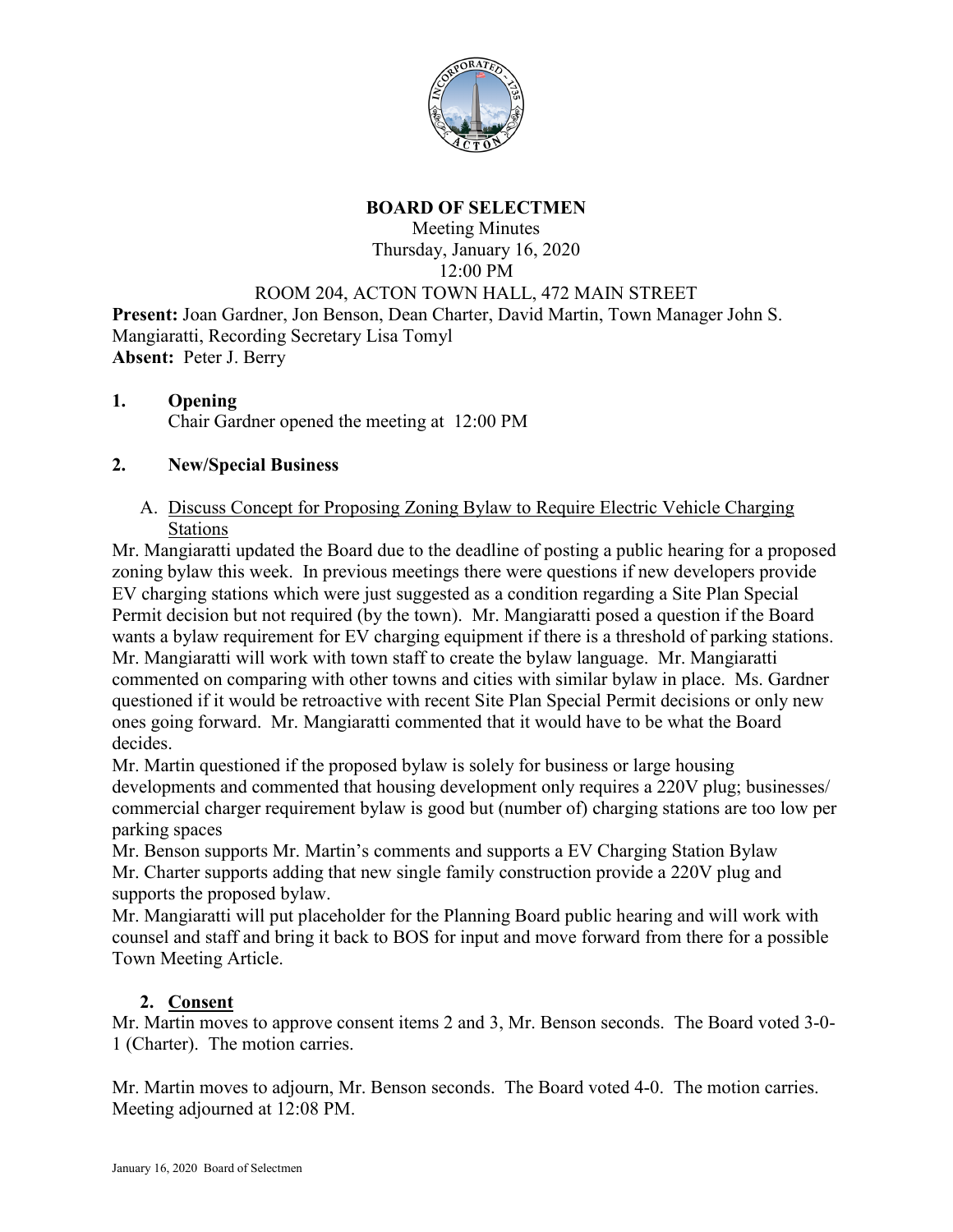# BOARD OF SELECTMEN

Meeting Minutes
Thursday, January 16, 2020
12:00 PM
ROOM 204, ACTON TOWN HALL, 472 MAIN STREET

**Present:** Joan Gardner, Jon Benson, Dean Charter, David Martin, Town Manager John S. Mangiaratti, Recording Secretary Lisa Tomyl
**Absent:** Peter J. Berry

## 1. Opening

Chair Gardner opened the meeting at 12:00 PM

## 2. New/Special Business

A. Discuss Concept for Proposing Zoning Bylaw to Require Electric Vehicle Charging Stations

Mr. Mangiaratti updated the Board due to the deadline of posting a public hearing for a proposed zoning bylaw this week. In previous meetings there were questions if new developers provide EV charging stations which were just suggested as a condition regarding a Site Plan Special Permit decision but not required (by the town). Mr. Mangiaratti posed a question if the Board wants a bylaw requirement for EV charging equipment if there is a threshold of parking stations. Mr. Mangiaratti will work with town staff to create the bylaw language. Mr. Mangiaratti commented on comparing with other towns and cities with similar bylaw in place. Ms. Gardner questioned if it would be retroactive with recent Site Plan Special Permit decisions or only new ones going forward. Mr. Mangiaratti commented that it would have to be what the Board decides.

Mr. Martin questioned if the proposed bylaw is solely for business or large housing developments and commented that housing development only requires a 220V plug; businesses/ commercial charger requirement bylaw is good but (number of) charging stations are too low per parking spaces

Mr. Benson supports Mr. Martin's comments and supports a EV Charging Station Bylaw

Mr. Charter supports adding that new single family construction provide a 220V plug and supports the proposed bylaw.

Mr. Mangiaratti will put placeholder for the Planning Board public hearing and will work with counsel and staff and bring it back to BOS for input and move forward from there for a possible Town Meeting Article.

## 2. Consent

Mr. Martin moves to approve consent items 2 and 3, Mr. Benson seconds. The Board voted 3-0-1 (Charter). The motion carries.

Mr. Martin moves to adjourn, Mr. Benson seconds. The Board voted 4-0. The motion carries. Meeting adjourned at 12:08 PM.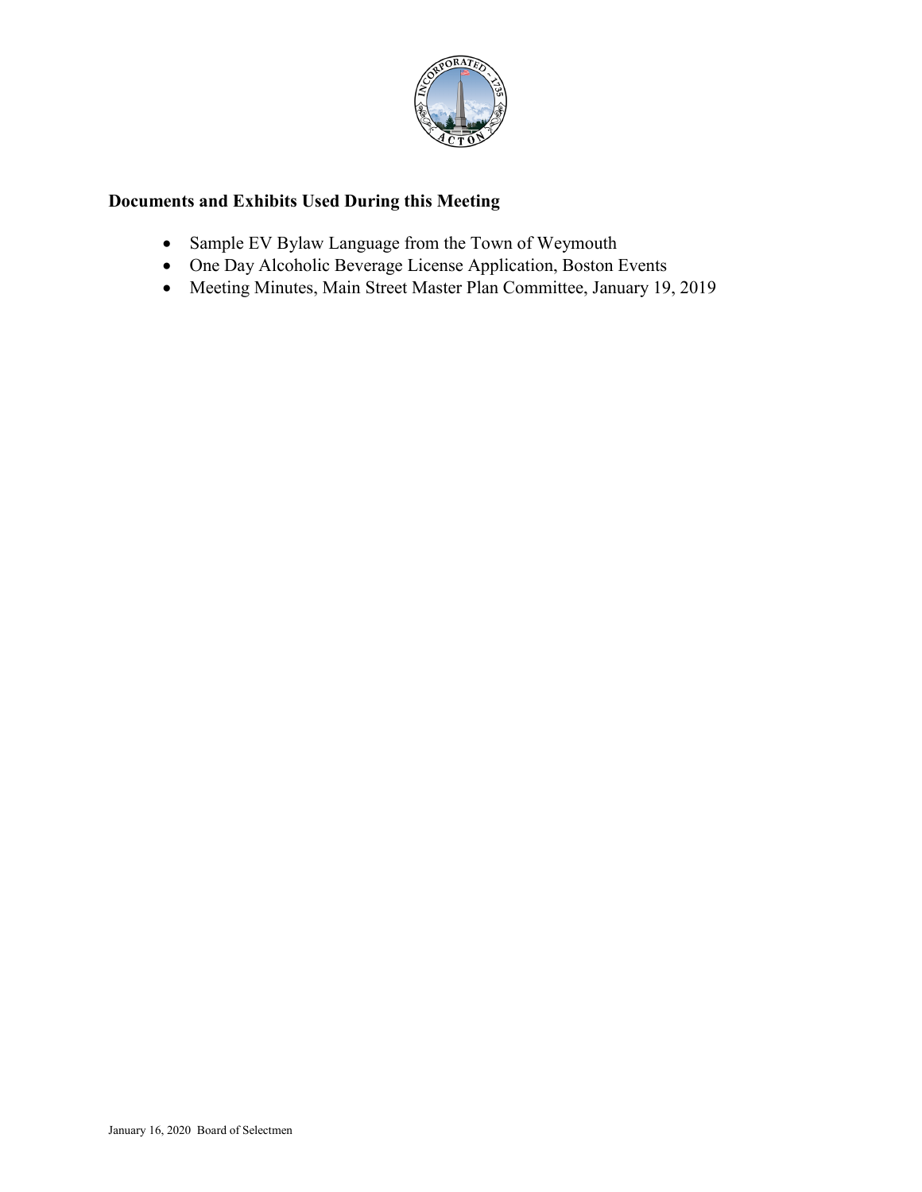**Documents and Exhibits Used During this Meeting**

- Sample EV Bylaw Language from the Town of Weymouth
- One Day Alcoholic Beverage License Application, Boston Events
- Meeting Minutes, Main Street Master Plan Committee, January 19, 2019